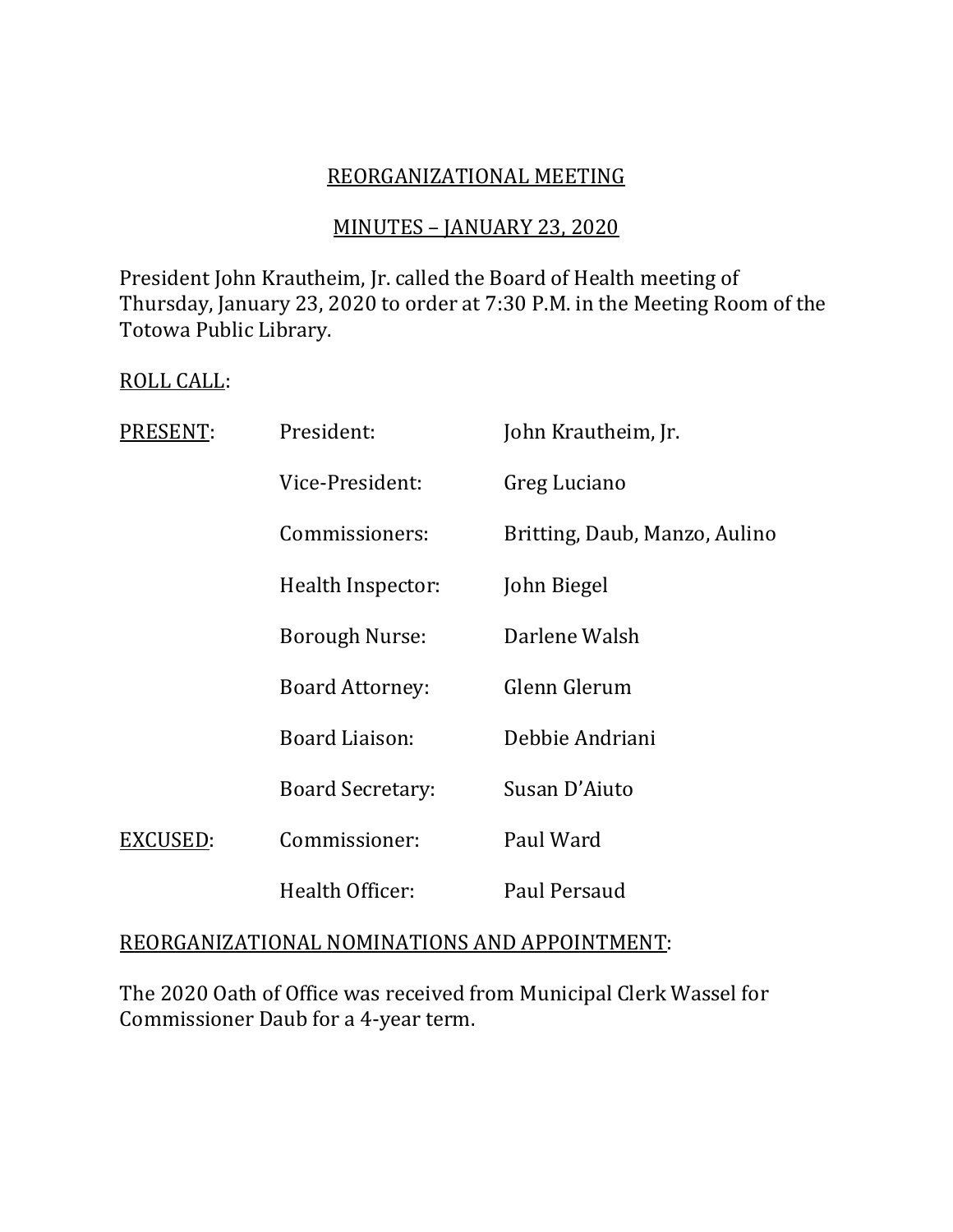<u>REORGANIZATIONAL MEETING</u>

<u>MINUTES – JANUARY 23, 2020</u>

President John Krautheim, Jr. called the Board of Health meeting of Thursday, January 23, 2020 to order at 7:30 P.M. in the Meeting Room of the Totowa Public Library.

<u>ROLL CALL</u>:

| | | |
|---|---|---|
| <u>PRESENT</u>: | President: | John Krautheim, Jr. |
| | Vice-President: | Greg Luciano |
| | Commissioners: | Britting, Daub, Manzo, Aulino |
| | Health Inspector: | John Biegel |
| | Borough Nurse: | Darlene Walsh |
| | Board Attorney: | Glenn Glerum |
| | Board Liaison: | Debbie Andriani |
| | Board Secretary: | Susan D'Aiuto |
| <u>EXCUSED</u>: | Commissioner: | Paul Ward |
| | Health Officer: | Paul Persaud |

<u>REORGANIZATIONAL NOMINATIONS AND APPOINTMENT</u>:

The 2020 Oath of Office was received from Municipal Clerk Wassel for Commissioner Daub for a 4-year term.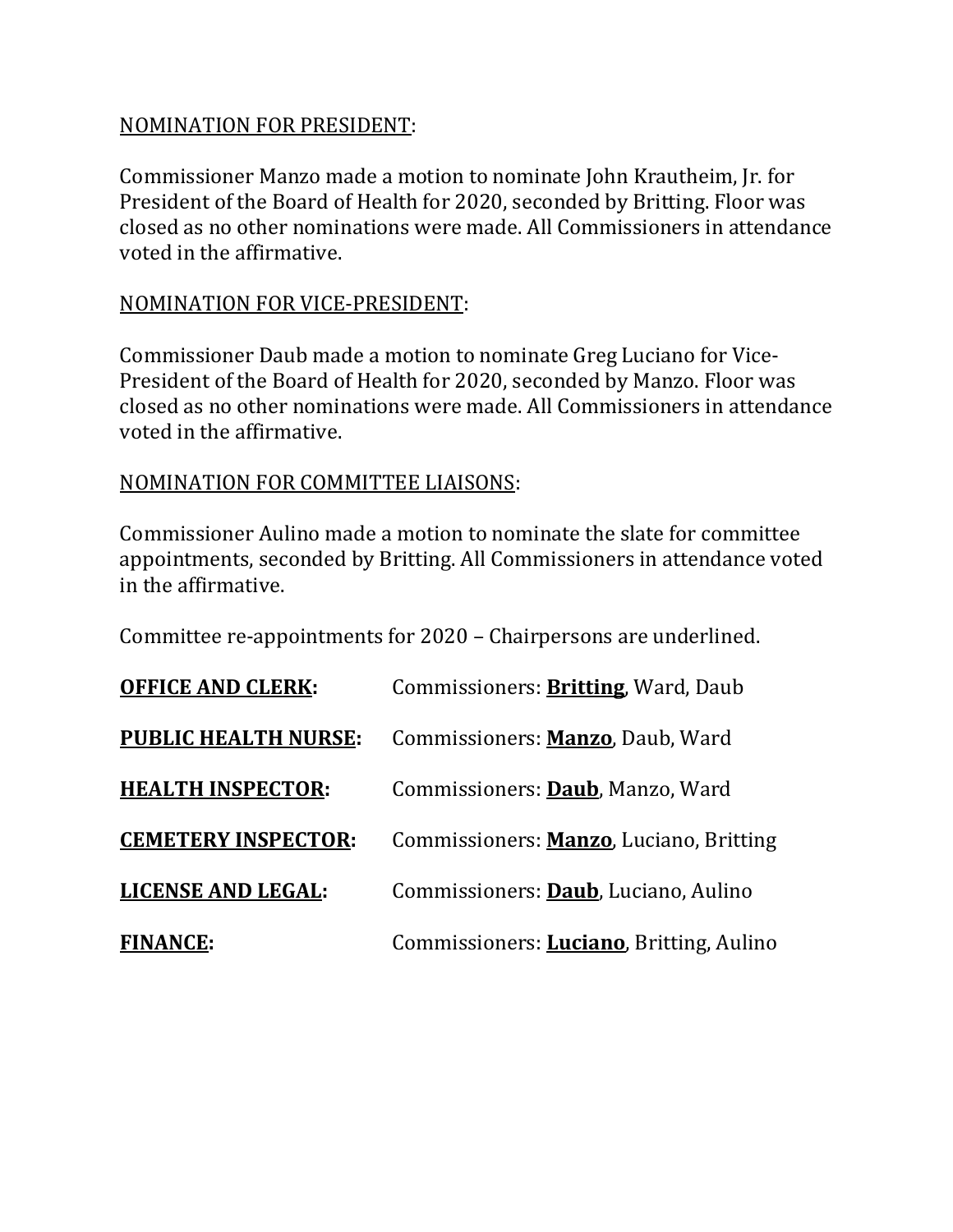NOMINATION FOR PRESIDENT:

Commissioner Manzo made a motion to nominate John Krautheim, Jr. for President of the Board of Health for 2020, seconded by Britting. Floor was closed as no other nominations were made. All Commissioners in attendance voted in the affirmative.

NOMINATION FOR VICE-PRESIDENT:

Commissioner Daub made a motion to nominate Greg Luciano for Vice-President of the Board of Health for 2020, seconded by Manzo. Floor was closed as no other nominations were made. All Commissioners in attendance voted in the affirmative.

NOMINATION FOR COMMITTEE LIAISONS:

Commissioner Aulino made a motion to nominate the slate for committee appointments, seconded by Britting. All Commissioners in attendance voted in the affirmative.

Committee re-appointments for 2020 – Chairpersons are underlined.

**OFFICE AND CLERK:** Commissioners: **Britting**, Ward, Daub

**PUBLIC HEALTH NURSE:** Commissioners: **Manzo**, Daub, Ward

**HEALTH INSPECTOR:** Commissioners: **Daub**, Manzo, Ward

**CEMETERY INSPECTOR:** Commissioners: **Manzo**, Luciano, Britting

**LICENSE AND LEGAL:** Commissioners: **Daub**, Luciano, Aulino

**FINANCE:** Commissioners: **Luciano**, Britting, Aulino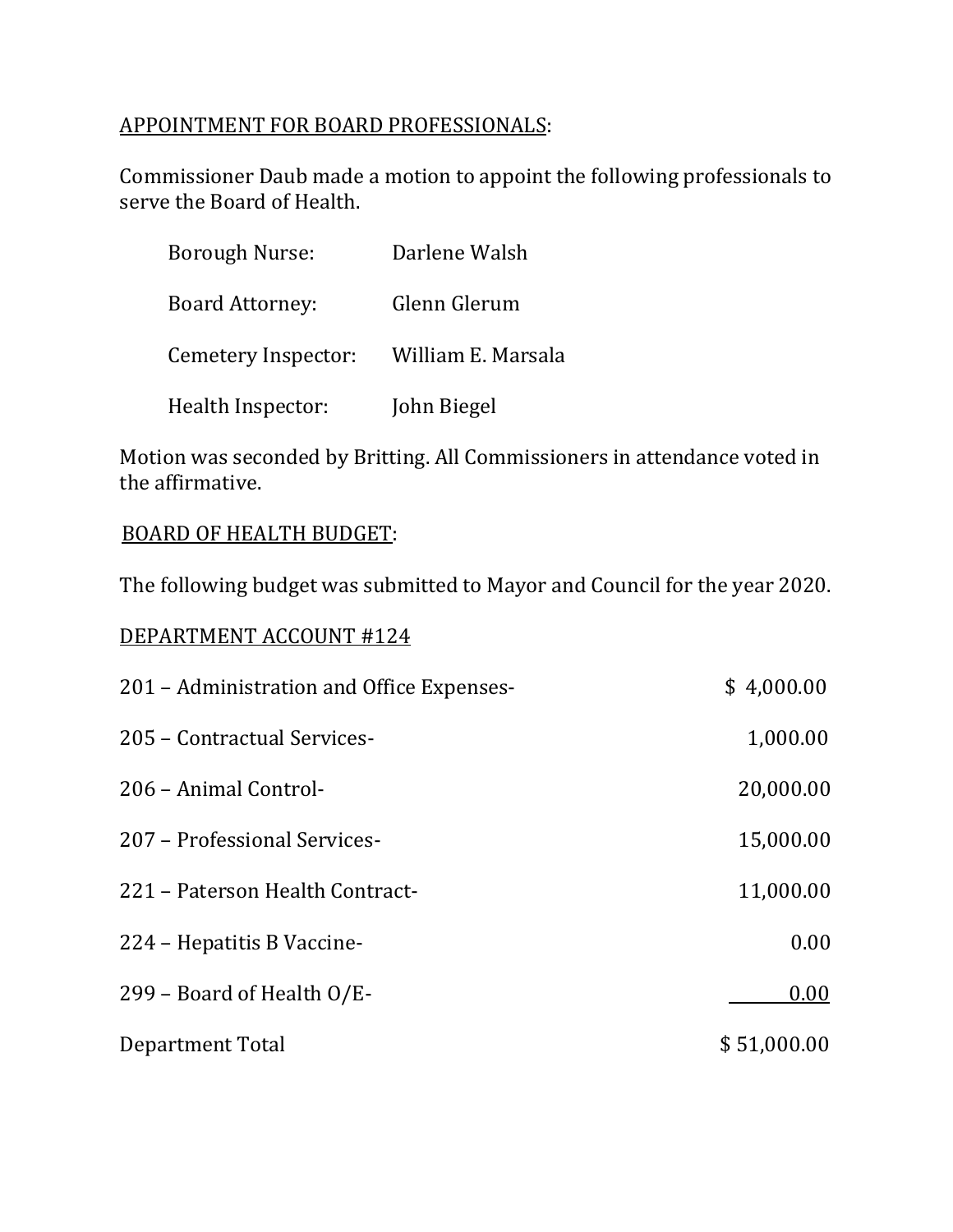APPOINTMENT FOR BOARD PROFESSIONALS:

Commissioner Daub made a motion to appoint the following professionals to serve the Board of Health.

| | |
|---|---|
| Borough Nurse: | Darlene Walsh |
| Board Attorney: | Glenn Glerum |
| Cemetery Inspector: | William E. Marsala |
| Health Inspector: | John Biegel |

Motion was seconded by Britting. All Commissioners in attendance voted in the affirmative.

BOARD OF HEALTH BUDGET:

The following budget was submitted to Mayor and Council for the year 2020.

DEPARTMENT ACCOUNT #124

| | |
|---|---:|
| 201 – Administration and Office Expenses- | $ 4,000.00 |
| 205 – Contractual Services- | 1,000.00 |
| 206 – Animal Control- | 20,000.00 |
| 207 – Professional Services- | 15,000.00 |
| 221 – Paterson Health Contract- | 11,000.00 |
| 224 – Hepatitis B Vaccine- | 0.00 |
| 299 – Board of Health O/E- | 0.00 |
| Department Total | $ 51,000.00 |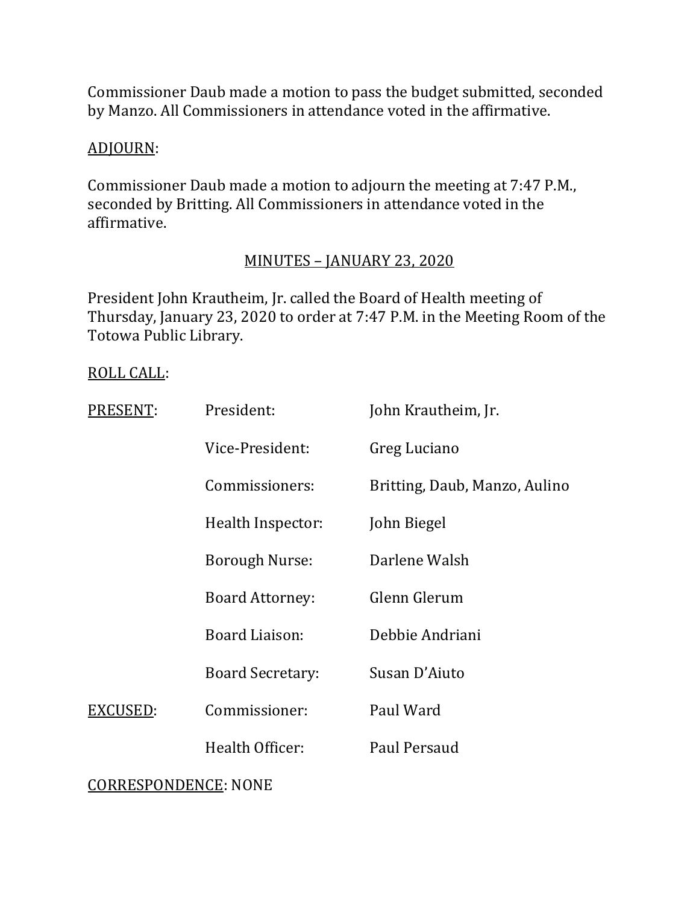Commissioner Daub made a motion to pass the budget submitted, seconded by Manzo. All Commissioners in attendance voted in the affirmative.

ADJOURN:

Commissioner Daub made a motion to adjourn the meeting at 7:47 P.M., seconded by Britting. All Commissioners in attendance voted in the affirmative.

## MINUTES – JANUARY 23, 2020

President John Krautheim, Jr. called the Board of Health meeting of Thursday, January 23, 2020 to order at 7:47 P.M. in the Meeting Room of the Totowa Public Library.

ROLL CALL:

| | | |
|---|---|---|
| PRESENT: | President: | John Krautheim, Jr. |
| | Vice-President: | Greg Luciano |
| | Commissioners: | Britting, Daub, Manzo, Aulino |
| | Health Inspector: | John Biegel |
| | Borough Nurse: | Darlene Walsh |
| | Board Attorney: | Glenn Glerum |
| | Board Liaison: | Debbie Andriani |
| | Board Secretary: | Susan D'Aiuto |
| EXCUSED: | Commissioner: | Paul Ward |
| | Health Officer: | Paul Persaud |

CORRESPONDENCE: NONE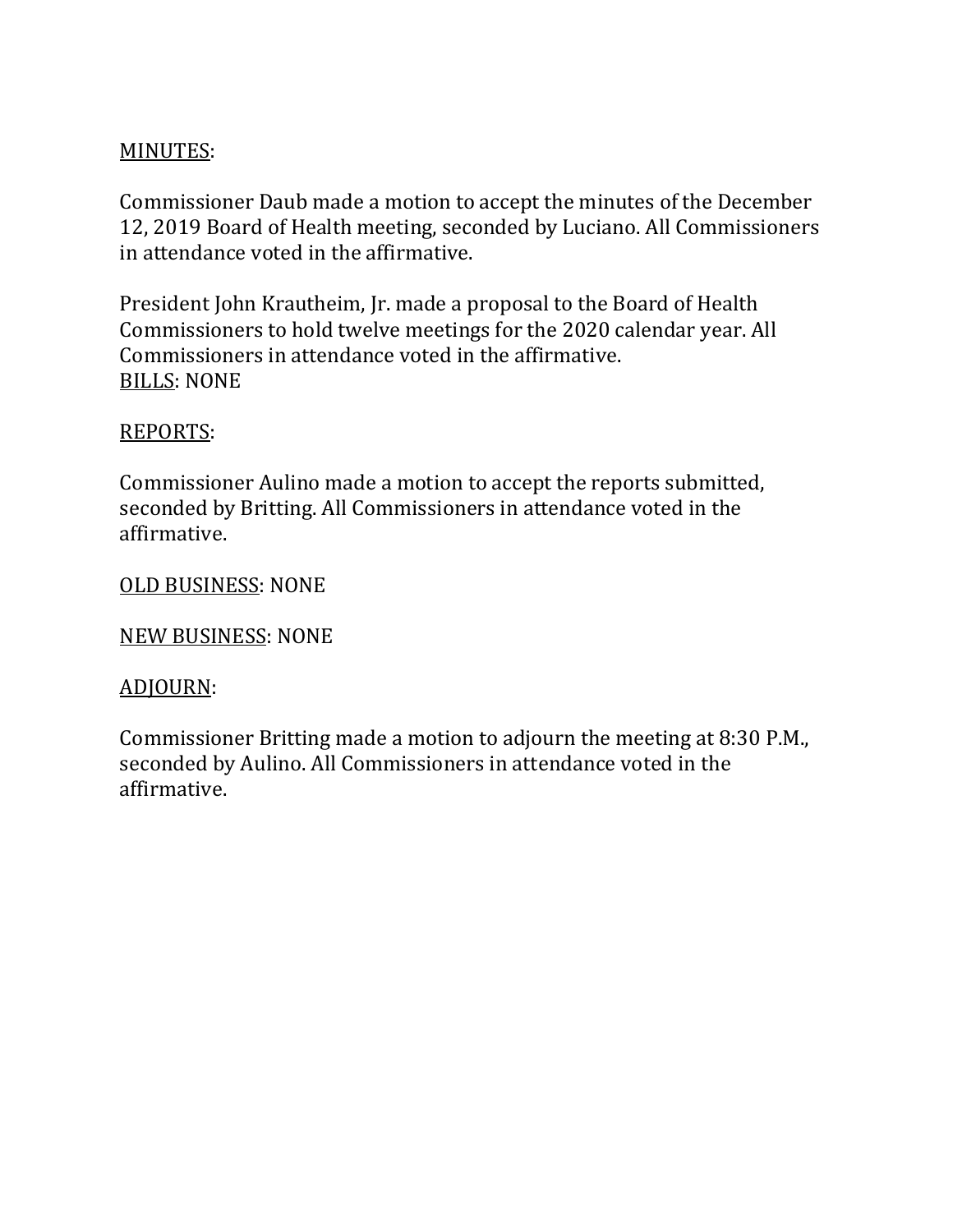MINUTES:

Commissioner Daub made a motion to accept the minutes of the December 12, 2019 Board of Health meeting, seconded by Luciano. All Commissioners in attendance voted in the affirmative.

President John Krautheim, Jr. made a proposal to the Board of Health Commissioners to hold twelve meetings for the 2020 calendar year. All Commissioners in attendance voted in the affirmative.

BILLS: NONE

REPORTS:

Commissioner Aulino made a motion to accept the reports submitted, seconded by Britting. All Commissioners in attendance voted in the affirmative.

OLD BUSINESS: NONE

NEW BUSINESS: NONE

ADJOURN:

Commissioner Britting made a motion to adjourn the meeting at 8:30 P.M., seconded by Aulino. All Commissioners in attendance voted in the affirmative.